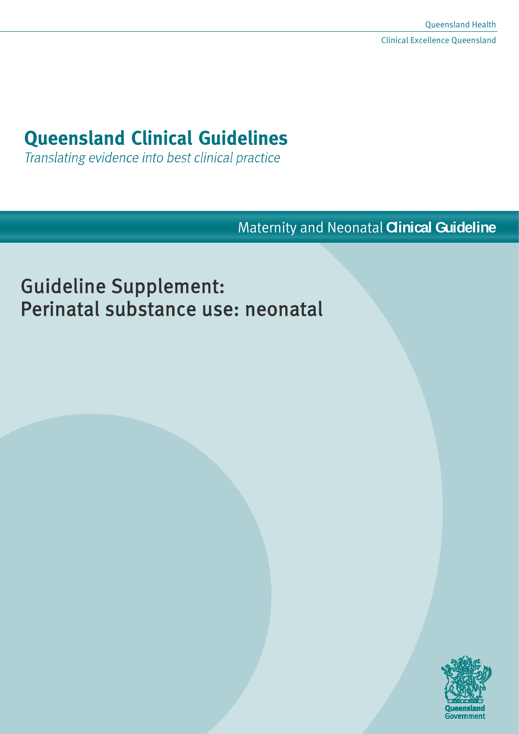Queensland Health

Clinical Excellence Queensland

# Queensland Clinical Guidelines

*Translating evidence into best clinical practice*

Maternity and Neonatal **Clinical Guideline**

## Guideline Supplement: Perinatal substance use: neonatal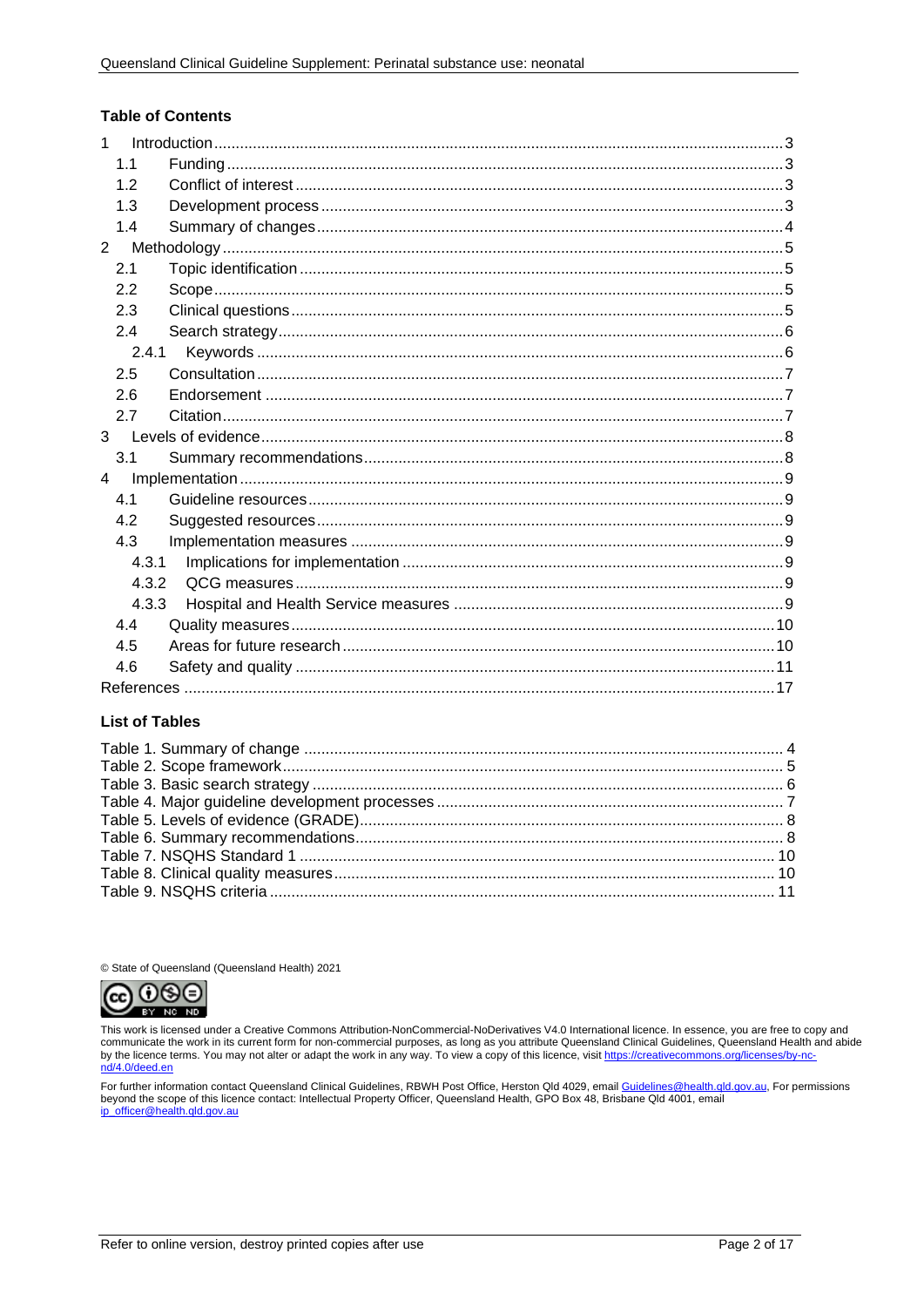## Table of Contents

1 Introduction ......................................................................................................................................3
  1.1 Funding ..........................................................................................................................................3
  1.2 Conflict of interest ..........................................................................................................................3
  1.3 Development process .....................................................................................................................3
  1.4 Summary of changes ......................................................................................................................4
2 Methodology .......................................................................................................................................5
  2.1 Topic identification .........................................................................................................................5
  2.2 Scope .............................................................................................................................................5
  2.3 Clinical questions ...........................................................................................................................5
  2.4 Search strategy ..............................................................................................................................6
    2.4.1 Keywords ...................................................................................................................................6
  2.5 Consultation ...................................................................................................................................7
  2.6 Endorsement .................................................................................................................................7
  2.7 Citation ..........................................................................................................................................7
3 Levels of evidence ..............................................................................................................................8
  3.1 Summary recommendations ..........................................................................................................8
4 Implementation ...................................................................................................................................9
  4.1 Guideline resources .......................................................................................................................9
  4.2 Suggested resources .....................................................................................................................9
  4.3 Implementation measures ..............................................................................................................9
    4.3.1 Implications for implementation ..................................................................................................9
    4.3.2 QCG measures ..........................................................................................................................9
    4.3.3 Hospital and Health Service measures .......................................................................................9
  4.4 Quality measures ..........................................................................................................................10
  4.5 Areas for future research ..............................................................................................................10
  4.6 Safety and quality ........................................................................................................................11
References ...........................................................................................................................................17

## List of Tables

Table 1. Summary of change ..................................................................................................................4
Table 2. Scope framework .......................................................................................................................5
Table 3. Basic search strategy ................................................................................................................6
Table 4. Major guideline development processes ...................................................................................7
Table 5. Levels of evidence (GRADE) .....................................................................................................8
Table 6. Summary recommendations ......................................................................................................8
Table 7. NSQHS Standard 1 ..................................................................................................................10
Table 8. Clinical quality measures .........................................................................................................10
Table 9. NSQHS criteria .........................................................................................................................11

© State of Queensland (Queensland Health) 2021

This work is licensed under a Creative Commons Attribution-NonCommercial-NoDerivatives V4.0 International licence. In essence, you are free to copy and communicate the work in its current form for non-commercial purposes, as long as you attribute Queensland Clinical Guidelines, Queensland Health and abide by the licence terms. You may not alter or adapt the work in any way. To view a copy of this licence, visit https://creativecommons.org/licenses/by-nc-nd/4.0/deed.en

For further information contact Queensland Clinical Guidelines, RBWH Post Office, Herston Qld 4029, email Guidelines@health.qld.gov.au, For permissions beyond the scope of this licence contact: Intellectual Property Officer, Queensland Health, GPO Box 48, Brisbane Qld 4001, email ip_officer@health.qld.gov.au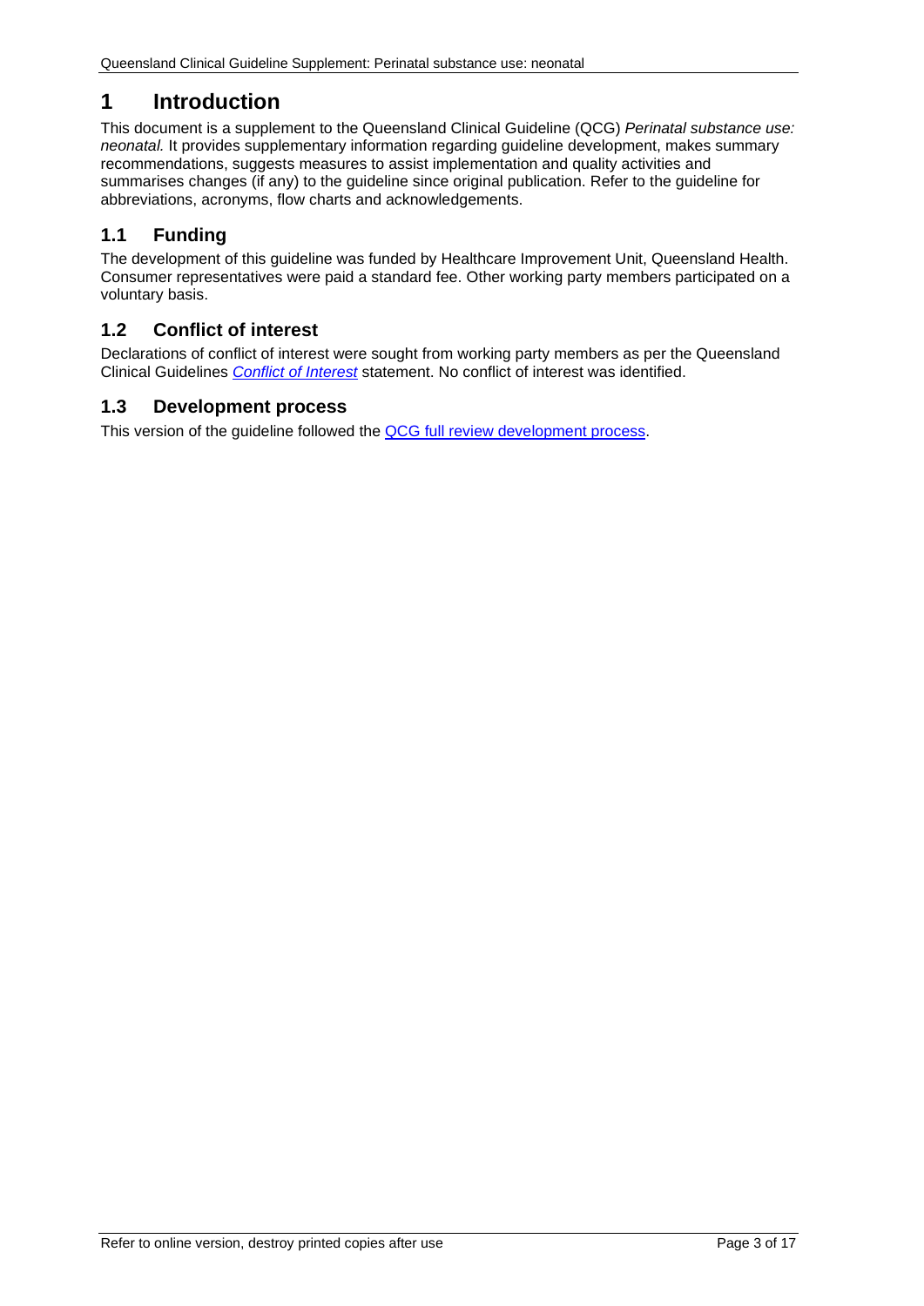# 1 Introduction

This document is a supplement to the Queensland Clinical Guideline (QCG) *Perinatal substance use: neonatal.* It provides supplementary information regarding guideline development, makes summary recommendations, suggests measures to assist implementation and quality activities and summarises changes (if any) to the guideline since original publication. Refer to the guideline for abbreviations, acronyms, flow charts and acknowledgements.

## 1.1 Funding

The development of this guideline was funded by Healthcare Improvement Unit, Queensland Health. Consumer representatives were paid a standard fee. Other working party members participated on a voluntary basis.

## 1.2 Conflict of interest

Declarations of conflict of interest were sought from working party members as per the Queensland Clinical Guidelines *Conflict of Interest* statement. No conflict of interest was identified.

## 1.3 Development process

This version of the guideline followed the QCG full review development process.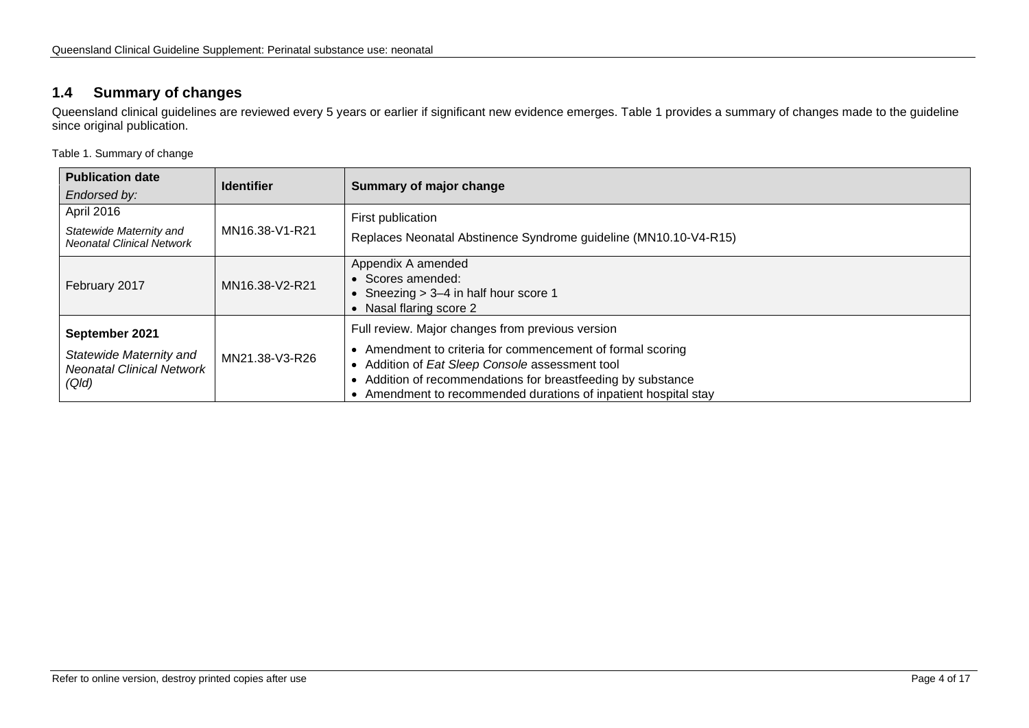## 1.4 Summary of changes

Queensland clinical guidelines are reviewed every 5 years or earlier if significant new evidence emerges. Table 1 provides a summary of changes made to the guideline since original publication.

Table 1. Summary of change

| **Publication date** *Endorsed by:* | **Identifier** | **Summary of major change** |
|---|---|---|
| April 2016<br>*Statewide Maternity and Neonatal Clinical Network* | MN16.38-V1-R21 | First publication<br>Replaces Neonatal Abstinence Syndrome guideline (MN10.10-V4-R15) |
| February 2017 | MN16.38-V2-R21 | Appendix A amended<br>• Scores amended:<br>• Sneezing > 3–4 in half hour score 1<br>• Nasal flaring score 2 |
| **September 2021**<br>*Statewide Maternity and Neonatal Clinical Network (Qld)* | MN21.38-V3-R26 | Full review. Major changes from previous version<br>• Amendment to criteria for commencement of formal scoring<br>• Addition of *Eat Sleep Console* assessment tool<br>• Addition of recommendations for breastfeeding by substance<br>• Amendment to recommended durations of inpatient hospital stay |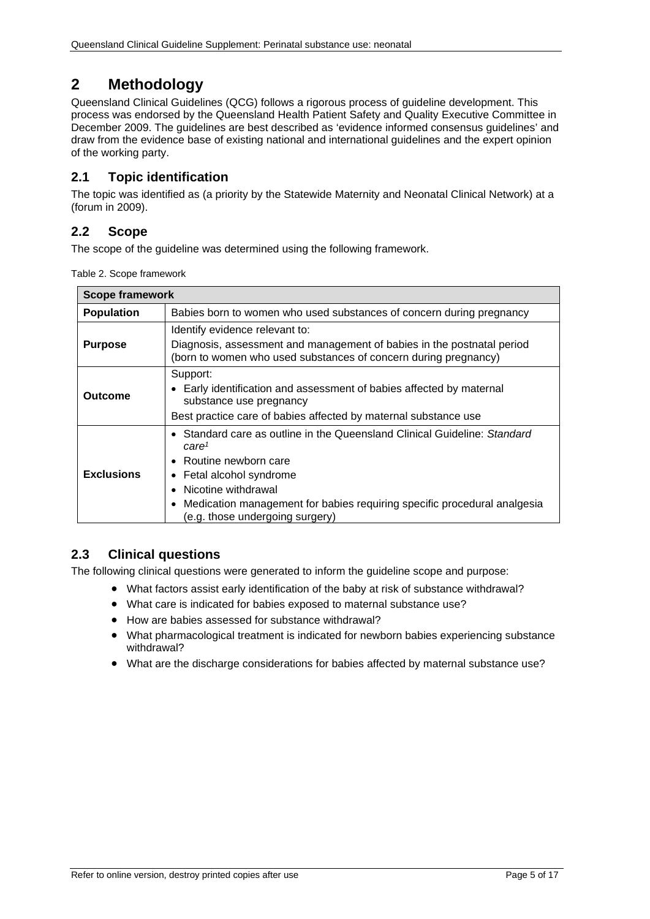# 2 Methodology

Queensland Clinical Guidelines (QCG) follows a rigorous process of guideline development. This process was endorsed by the Queensland Health Patient Safety and Quality Executive Committee in December 2009. The guidelines are best described as 'evidence informed consensus guidelines' and draw from the evidence base of existing national and international guidelines and the expert opinion of the working party.

## 2.1 Topic identification

The topic was identified as (a priority by the Statewide Maternity and Neonatal Clinical Network) at a (forum in 2009).

## 2.2 Scope

The scope of the guideline was determined using the following framework.

Table 2. Scope framework

| Scope framework | |
|---|---|
| **Population** | Babies born to women who used substances of concern during pregnancy |
| **Purpose** | Identify evidence relevant to:<br>Diagnosis, assessment and management of babies in the postnatal period (born to women who used substances of concern during pregnancy) |
| **Outcome** | Support:<br>• Early identification and assessment of babies affected by maternal substance use pregnancy<br>Best practice care of babies affected by maternal substance use |
| **Exclusions** | • Standard care as outline in the Queensland Clinical Guideline: *Standard care*[1]<br>• Routine newborn care<br>• Fetal alcohol syndrome<br>• Nicotine withdrawal<br>• Medication management for babies requiring specific procedural analgesia (e.g. those undergoing surgery) |

## 2.3 Clinical questions

The following clinical questions were generated to inform the guideline scope and purpose:

- What factors assist early identification of the baby at risk of substance withdrawal?
- What care is indicated for babies exposed to maternal substance use?
- How are babies assessed for substance withdrawal?
- What pharmacological treatment is indicated for newborn babies experiencing substance withdrawal?
- What are the discharge considerations for babies affected by maternal substance use?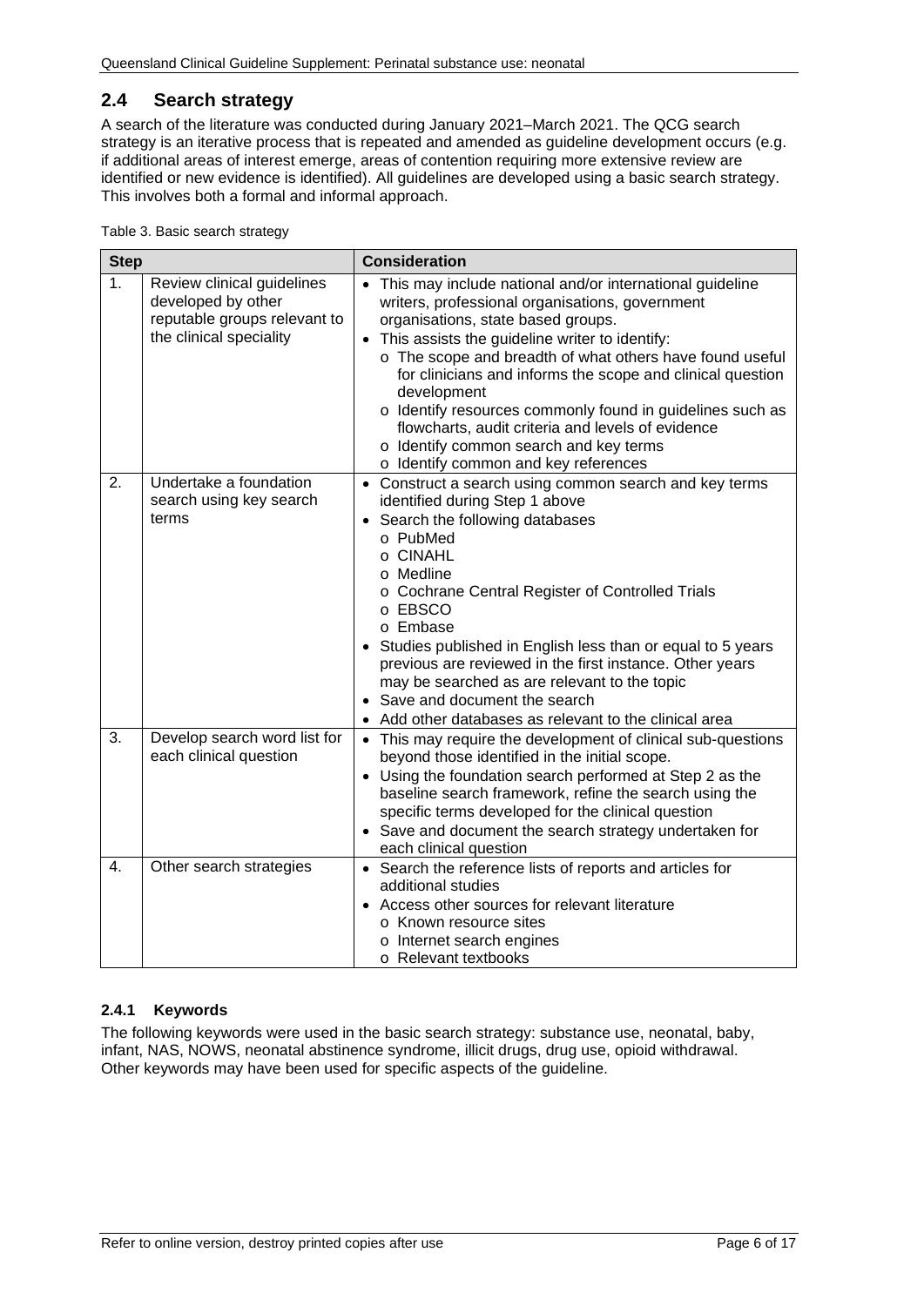## 2.4 Search strategy

A search of the literature was conducted during January 2021–March 2021. The QCG search strategy is an iterative process that is repeated and amended as guideline development occurs (e.g. if additional areas of interest emerge, areas of contention requiring more extensive review are identified or new evidence is identified). All guidelines are developed using a basic search strategy. This involves both a formal and informal approach.

Table 3. Basic search strategy

| Step | | Consideration |
|---|---|---|
| 1. | Review clinical guidelines developed by other reputable groups relevant to the clinical speciality | • This may include national and/or international guideline writers, professional organisations, government organisations, state based groups.<br>• This assists the guideline writer to identify:<br>o The scope and breadth of what others have found useful for clinicians and informs the scope and clinical question development<br>o Identify resources commonly found in guidelines such as flowcharts, audit criteria and levels of evidence<br>o Identify common search and key terms<br>o Identify common and key references |
| 2. | Undertake a foundation search using key search terms | • Construct a search using common search and key terms identified during Step 1 above<br>• Search the following databases<br>o PubMed<br>o CINAHL<br>o Medline<br>o Cochrane Central Register of Controlled Trials<br>o EBSCO<br>o Embase<br>• Studies published in English less than or equal to 5 years previous are reviewed in the first instance. Other years may be searched as are relevant to the topic<br>• Save and document the search<br>• Add other databases as relevant to the clinical area |
| 3. | Develop search word list for each clinical question | • This may require the development of clinical sub-questions beyond those identified in the initial scope.<br>• Using the foundation search performed at Step 2 as the baseline search framework, refine the search using the specific terms developed for the clinical question<br>• Save and document the search strategy undertaken for each clinical question |
| 4. | Other search strategies | • Search the reference lists of reports and articles for additional studies<br>• Access other sources for relevant literature<br>o Known resource sites<br>o Internet search engines<br>o Relevant textbooks |

### 2.4.1 Keywords

The following keywords were used in the basic search strategy: substance use, neonatal, baby, infant, NAS, NOWS, neonatal abstinence syndrome, illicit drugs, drug use, opioid withdrawal. Other keywords may have been used for specific aspects of the guideline.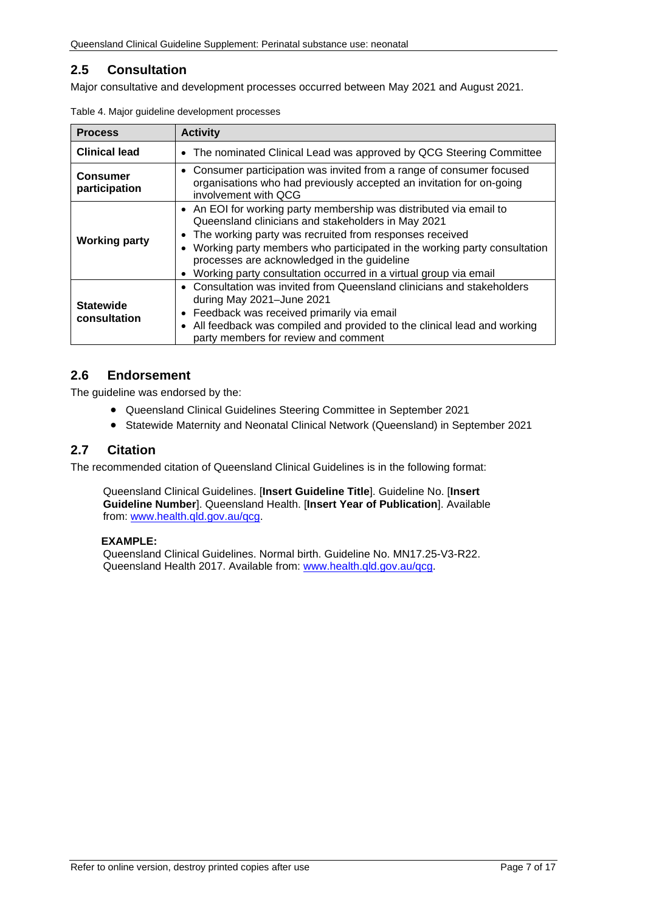## 2.5 Consultation

Major consultative and development processes occurred between May 2021 and August 2021.

Table 4. Major guideline development processes

| Process | Activity |
|---|---|
| **Clinical lead** | • The nominated Clinical Lead was approved by QCG Steering Committee |
| **Consumer participation** | • Consumer participation was invited from a range of consumer focused organisations who had previously accepted an invitation for on-going involvement with QCG |
| **Working party** | • An EOI for working party membership was distributed via email to Queensland clinicians and stakeholders in May 2021<br>• The working party was recruited from responses received<br>• Working party members who participated in the working party consultation processes are acknowledged in the guideline<br>• Working party consultation occurred in a virtual group via email |
| **Statewide consultation** | • Consultation was invited from Queensland clinicians and stakeholders during May 2021–June 2021<br>• Feedback was received primarily via email<br>• All feedback was compiled and provided to the clinical lead and working party members for review and comment |

## 2.6 Endorsement

The guideline was endorsed by the:

- Queensland Clinical Guidelines Steering Committee in September 2021
- Statewide Maternity and Neonatal Clinical Network (Queensland) in September 2021

## 2.7 Citation

The recommended citation of Queensland Clinical Guidelines is in the following format:

> Queensland Clinical Guidelines. [**Insert Guideline Title**]. Guideline No. [**Insert Guideline Number**]. Queensland Health. [**Insert Year of Publication**]. Available from: www.health.qld.gov.au/qcg.
>
> **EXAMPLE:**
> Queensland Clinical Guidelines. Normal birth. Guideline No. MN17.25-V3-R22. Queensland Health 2017. Available from: www.health.qld.gov.au/qcg.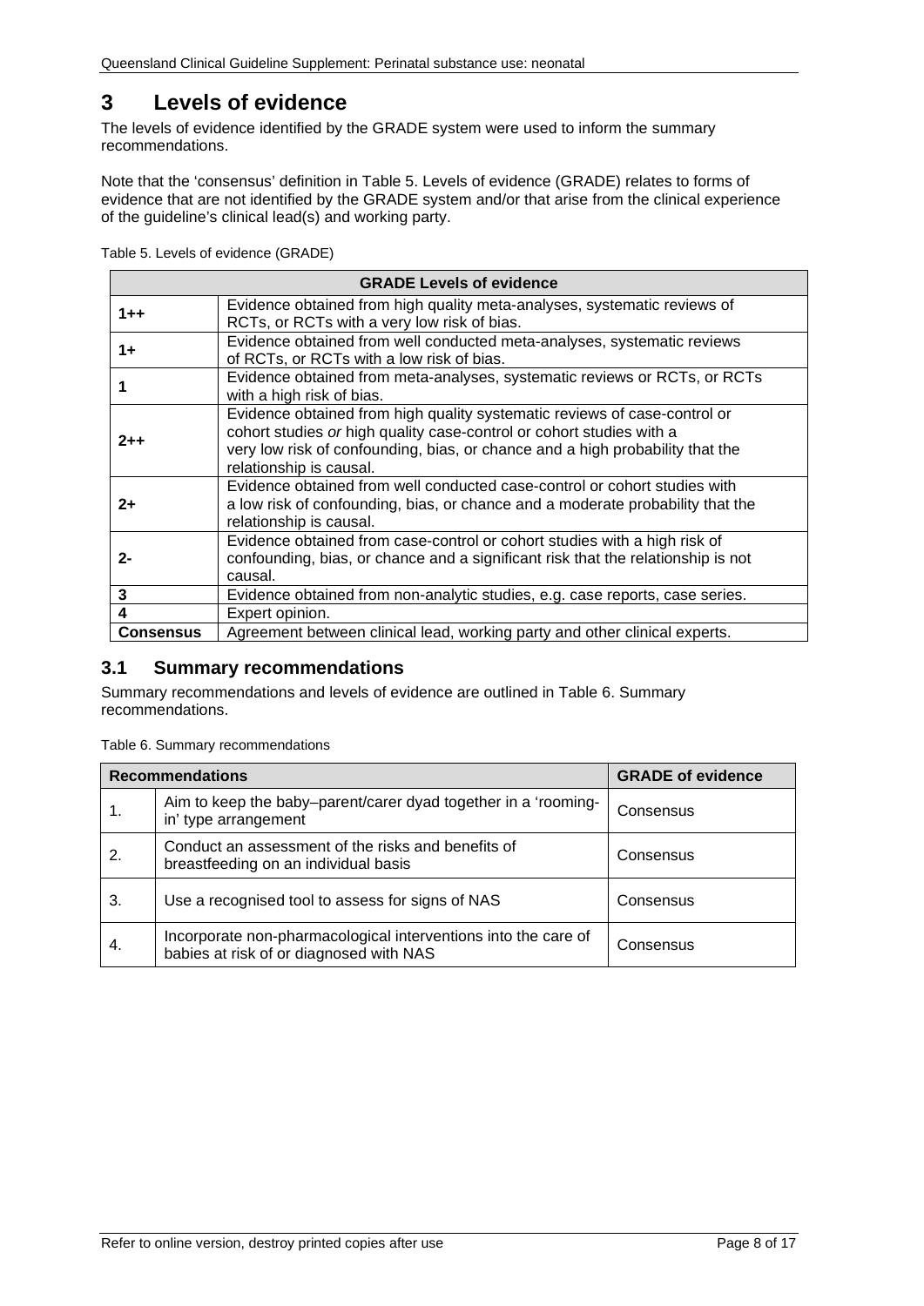# 3 Levels of evidence

The levels of evidence identified by the GRADE system were used to inform the summary recommendations.

Note that the 'consensus' definition in Table 5. Levels of evidence (GRADE) relates to forms of evidence that are not identified by the GRADE system and/or that arise from the clinical experience of the guideline's clinical lead(s) and working party.

Table 5. Levels of evidence (GRADE)

| GRADE Levels of evidence | |
|---|---|
| **1++** | Evidence obtained from high quality meta-analyses, systematic reviews of RCTs, or RCTs with a very low risk of bias. |
| **1+** | Evidence obtained from well conducted meta-analyses, systematic reviews of RCTs, or RCTs with a low risk of bias. |
| **1** | Evidence obtained from meta-analyses, systematic reviews or RCTs, or RCTs with a high risk of bias. |
| **2++** | Evidence obtained from high quality systematic reviews of case-control or cohort studies *or* high quality case-control or cohort studies with a very low risk of confounding, bias, or chance and a high probability that the relationship is causal. |
| **2+** | Evidence obtained from well conducted case-control or cohort studies with a low risk of confounding, bias, or chance and a moderate probability that the relationship is causal. |
| **2-** | Evidence obtained from case-control or cohort studies with a high risk of confounding, bias, or chance and a significant risk that the relationship is not causal. |
| **3** | Evidence obtained from non-analytic studies, e.g. case reports, case series. |
| **4** | Expert opinion. |
| **Consensus** | Agreement between clinical lead, working party and other clinical experts. |

## 3.1 Summary recommendations

Summary recommendations and levels of evidence are outlined in Table 6. Summary recommendations.

Table 6. Summary recommendations

| Recommendations | | GRADE of evidence |
|---|---|---|
| 1. | Aim to keep the baby–parent/carer dyad together in a 'rooming-in' type arrangement | Consensus |
| 2. | Conduct an assessment of the risks and benefits of breastfeeding on an individual basis | Consensus |
| 3. | Use a recognised tool to assess for signs of NAS | Consensus |
| 4. | Incorporate non-pharmacological interventions into the care of babies at risk of or diagnosed with NAS | Consensus |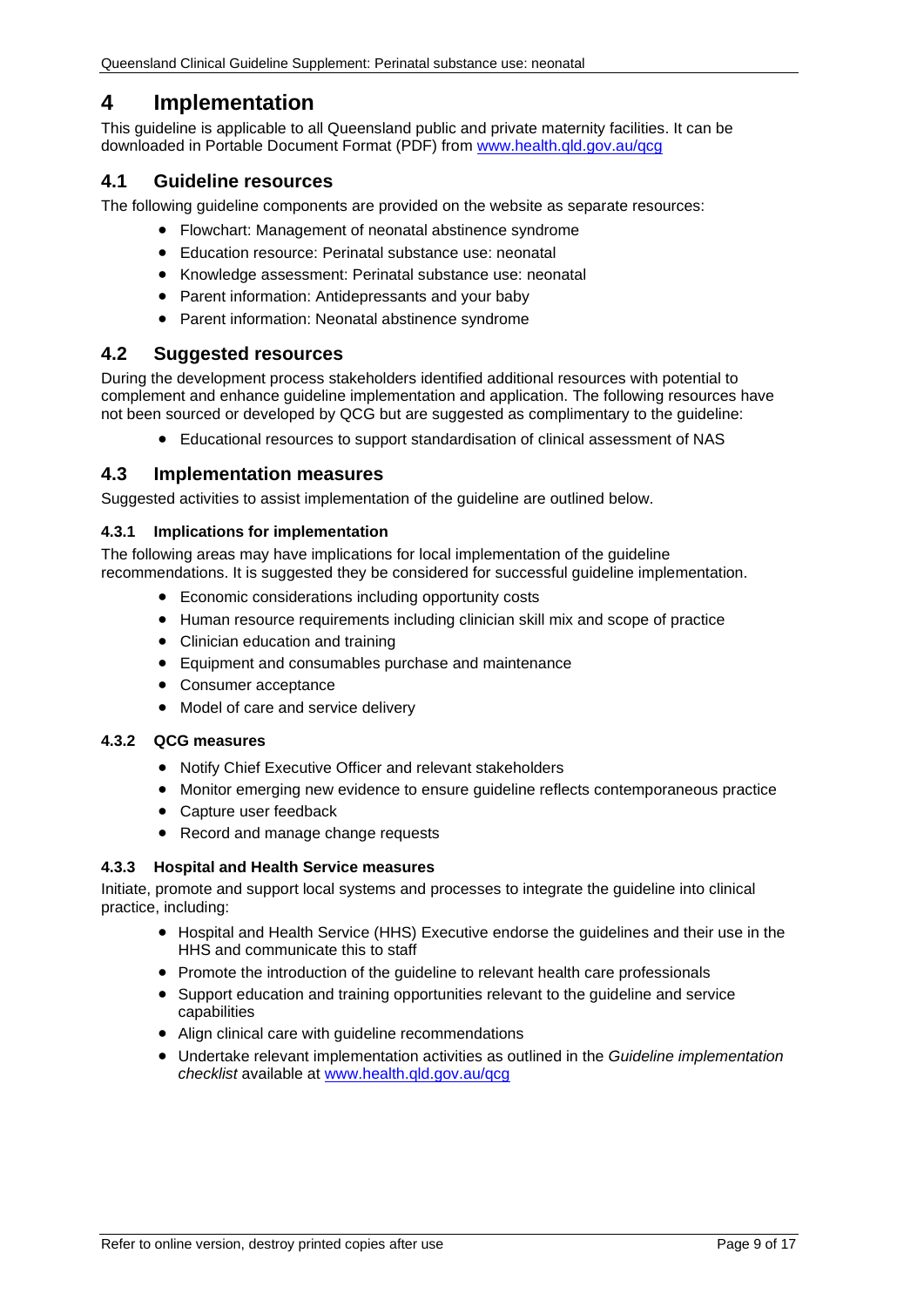# 4 Implementation

This guideline is applicable to all Queensland public and private maternity facilities. It can be downloaded in Portable Document Format (PDF) from [www.health.qld.gov.au/qcg](www.health.qld.gov.au/qcg)

## 4.1 Guideline resources

The following guideline components are provided on the website as separate resources:

- Flowchart: Management of neonatal abstinence syndrome
- Education resource: Perinatal substance use: neonatal
- Knowledge assessment: Perinatal substance use: neonatal
- Parent information: Antidepressants and your baby
- Parent information: Neonatal abstinence syndrome

## 4.2 Suggested resources

During the development process stakeholders identified additional resources with potential to complement and enhance guideline implementation and application. The following resources have not been sourced or developed by QCG but are suggested as complimentary to the guideline:

- Educational resources to support standardisation of clinical assessment of NAS

## 4.3 Implementation measures

Suggested activities to assist implementation of the guideline are outlined below.

### 4.3.1 Implications for implementation

The following areas may have implications for local implementation of the guideline recommendations. It is suggested they be considered for successful guideline implementation.

- Economic considerations including opportunity costs
- Human resource requirements including clinician skill mix and scope of practice
- Clinician education and training
- Equipment and consumables purchase and maintenance
- Consumer acceptance
- Model of care and service delivery

### 4.3.2 QCG measures

- Notify Chief Executive Officer and relevant stakeholders
- Monitor emerging new evidence to ensure guideline reflects contemporaneous practice
- Capture user feedback
- Record and manage change requests

### 4.3.3 Hospital and Health Service measures

Initiate, promote and support local systems and processes to integrate the guideline into clinical practice, including:

- Hospital and Health Service (HHS) Executive endorse the guidelines and their use in the HHS and communicate this to staff
- Promote the introduction of the guideline to relevant health care professionals
- Support education and training opportunities relevant to the guideline and service capabilities
- Align clinical care with guideline recommendations
- Undertake relevant implementation activities as outlined in the *Guideline implementation checklist* available at [www.health.qld.gov.au/qcg](www.health.qld.gov.au/qcg)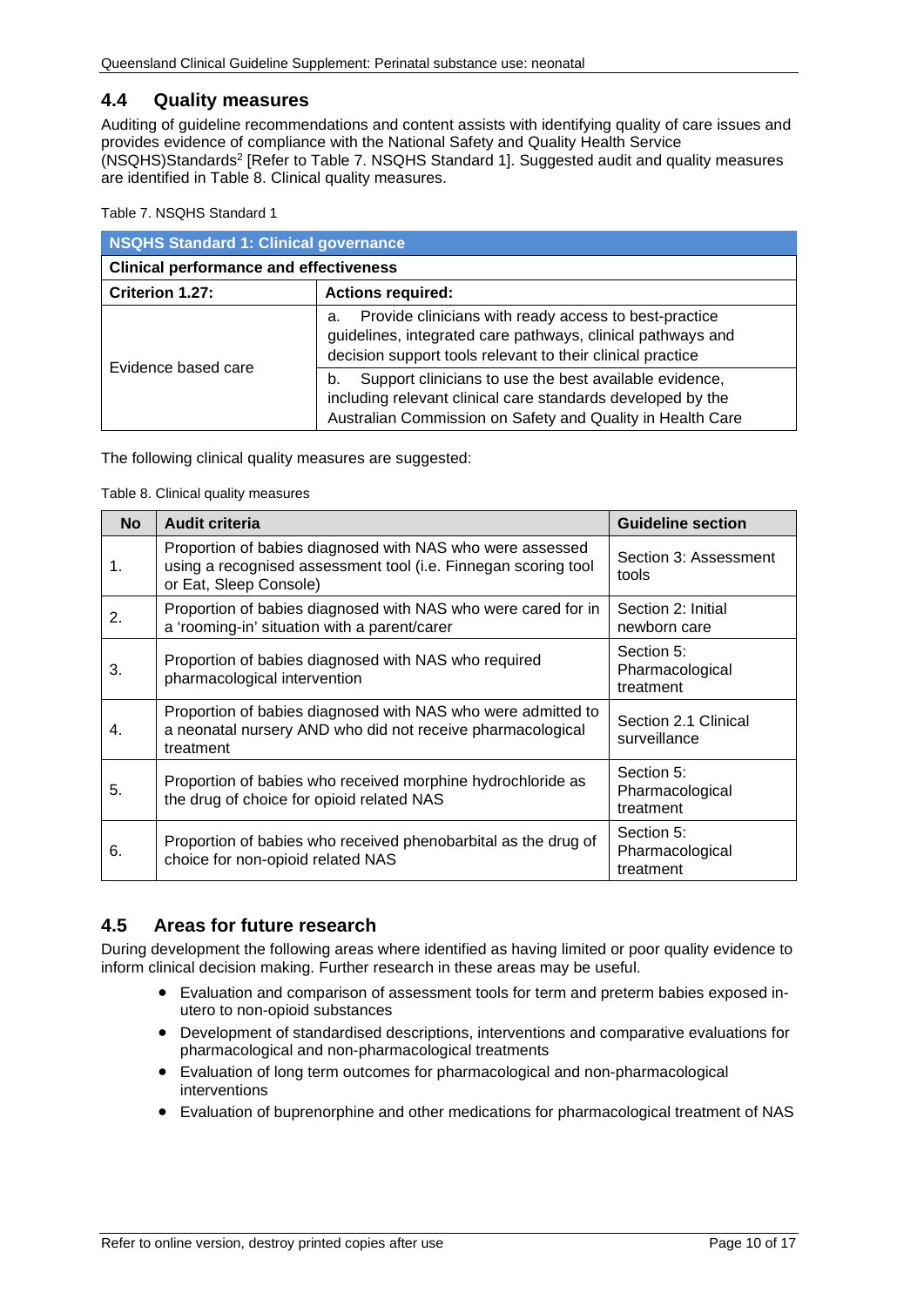## 4.4 Quality measures

Auditing of guideline recommendations and content assists with identifying quality of care issues and provides evidence of compliance with the National Safety and Quality Health Service (NSQHS)Standards[2] [Refer to Table 7. NSQHS Standard 1]. Suggested audit and quality measures are identified in Table 8. Clinical quality measures.

Table 7. NSQHS Standard 1

| **NSQHS Standard 1: Clinical governance** | |
|---|---|
| **Clinical performance and effectiveness** | |
| **Criterion 1.27:** | **Actions required:** |
| Evidence based care | a. Provide clinicians with ready access to best-practice guidelines, integrated care pathways, clinical pathways and decision support tools relevant to their clinical practice |
| | b. Support clinicians to use the best available evidence, including relevant clinical care standards developed by the Australian Commission on Safety and Quality in Health Care |

The following clinical quality measures are suggested:

Table 8. Clinical quality measures

| No | Audit criteria | Guideline section |
|---|---|---|
| 1. | Proportion of babies diagnosed with NAS who were assessed using a recognised assessment tool (i.e. Finnegan scoring tool or Eat, Sleep Console) | Section 3: Assessment tools |
| 2. | Proportion of babies diagnosed with NAS who were cared for in a 'rooming-in' situation with a parent/carer | Section 2: Initial newborn care |
| 3. | Proportion of babies diagnosed with NAS who required pharmacological intervention | Section 5: Pharmacological treatment |
| 4. | Proportion of babies diagnosed with NAS who were admitted to a neonatal nursery AND who did not receive pharmacological treatment | Section 2.1 Clinical surveillance |
| 5. | Proportion of babies who received morphine hydrochloride as the drug of choice for opioid related NAS | Section 5: Pharmacological treatment |
| 6. | Proportion of babies who received phenobarbital as the drug of choice for non-opioid related NAS | Section 5: Pharmacological treatment |

## 4.5 Areas for future research

During development the following areas where identified as having limited or poor quality evidence to inform clinical decision making. Further research in these areas may be useful.

- Evaluation and comparison of assessment tools for term and preterm babies exposed in-utero to non-opioid substances
- Development of standardised descriptions, interventions and comparative evaluations for pharmacological and non-pharmacological treatments
- Evaluation of long term outcomes for pharmacological and non-pharmacological interventions
- Evaluation of buprenorphine and other medications for pharmacological treatment of NAS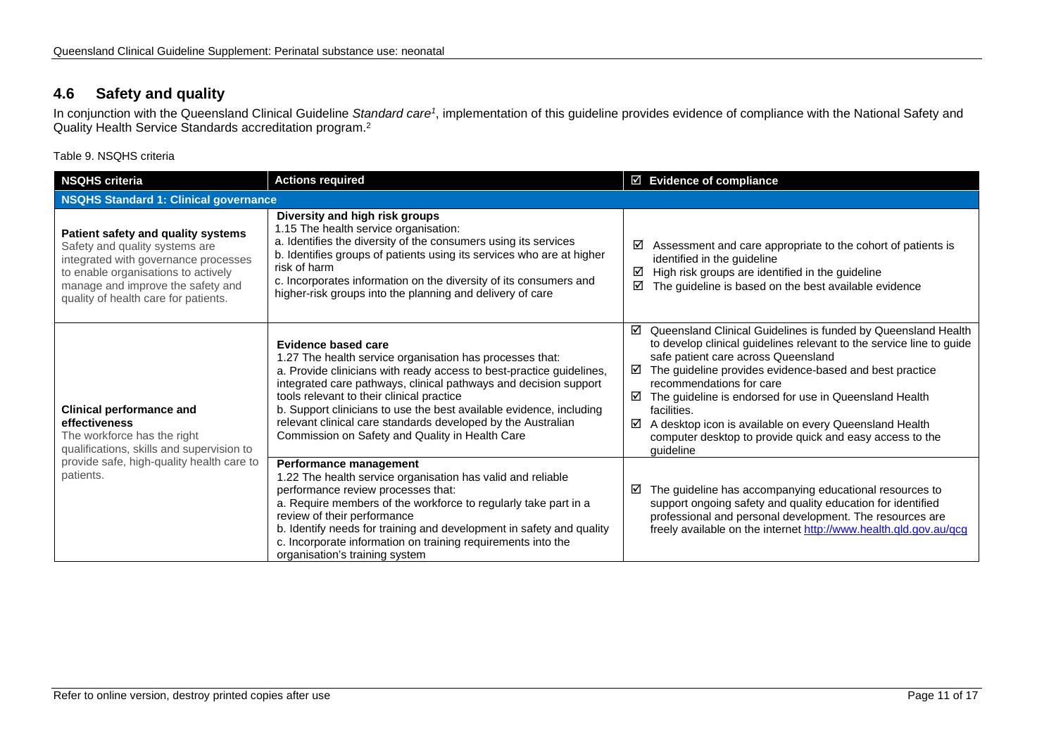## 4.6 Safety and quality

In conjunction with the Queensland Clinical Guideline *Standard care*[1], implementation of this guideline provides evidence of compliance with the National Safety and Quality Health Service Standards accreditation program.[2]

Table 9. NSQHS criteria

| NSQHS criteria | Actions required | ☑ Evidence of compliance |
|---|---|---|
| **NSQHS Standard 1: Clinical governance** | | |
| **Patient safety and quality systems** Safety and quality systems are integrated with governance processes to enable organisations to actively manage and improve the safety and quality of health care for patients. | **Diversity and high risk groups** 1.15 The health service organisation: a. Identifies the diversity of the consumers using its services b. Identifies groups of patients using its services who are at higher risk of harm c. Incorporates information on the diversity of its consumers and higher-risk groups into the planning and delivery of care | ☑ Assessment and care appropriate to the cohort of patients is identified in the guideline ☑ High risk groups are identified in the guideline ☑ The guideline is based on the best available evidence |
| **Clinical performance and effectiveness** The workforce has the right qualifications, skills and supervision to provide safe, high-quality health care to patients. | **Evidence based care** 1.27 The health service organisation has processes that: a. Provide clinicians with ready access to best-practice guidelines, integrated care pathways, clinical pathways and decision support tools relevant to their clinical practice b. Support clinicians to use the best available evidence, including relevant clinical care standards developed by the Australian Commission on Safety and Quality in Health Care | ☑ Queensland Clinical Guidelines is funded by Queensland Health to develop clinical guidelines relevant to the service line to guide safe patient care across Queensland ☑ The guideline provides evidence-based and best practice recommendations for care ☑ The guideline is endorsed for use in Queensland Health facilities. ☑ A desktop icon is available on every Queensland Health computer desktop to provide quick and easy access to the guideline |
| | **Performance management** 1.22 The health service organisation has valid and reliable performance review processes that: a. Require members of the workforce to regularly take part in a review of their performance b. Identify needs for training and development in safety and quality c. Incorporate information on training requirements into the organisation's training system | ☑ The guideline has accompanying educational resources to support ongoing safety and quality education for identified professional and personal development. The resources are freely available on the internet http://www.health.qld.gov.au/qcg |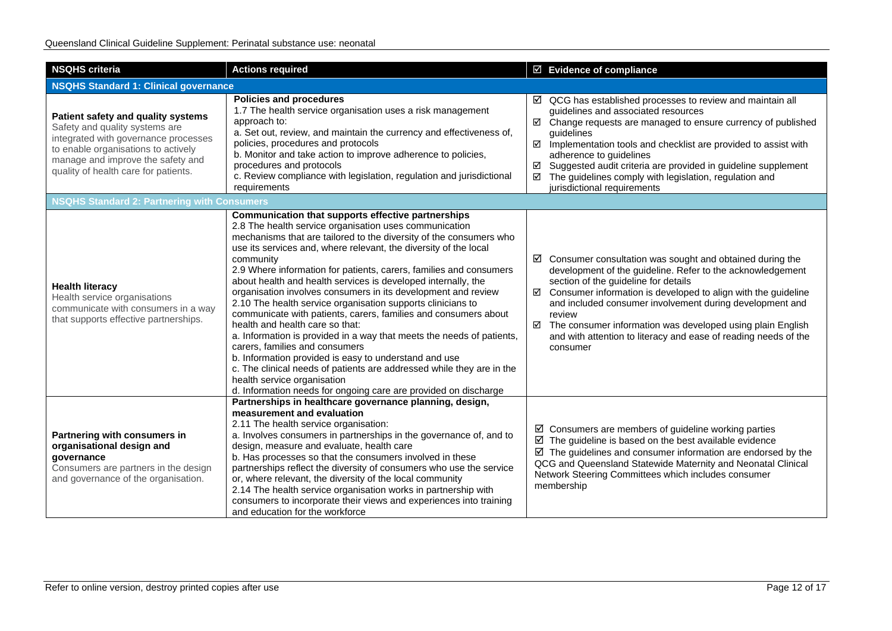| NSQHS criteria | Actions required | ☑ Evidence of compliance |
|---|---|---|
| **NSQHS Standard 1: Clinical governance** | | |
| **Patient safety and quality systems**<br>Safety and quality systems are integrated with governance processes to enable organisations to actively manage and improve the safety and quality of health care for patients. | **Policies and procedures**<br>1.7 The health service organisation uses a risk management approach to:<br>a. Set out, review, and maintain the currency and effectiveness of, policies, procedures and protocols<br>b. Monitor and take action to improve adherence to policies, procedures and protocols<br>c. Review compliance with legislation, regulation and jurisdictional requirements | ☑ QCG has established processes to review and maintain all guidelines and associated resources<br>☑ Change requests are managed to ensure currency of published guidelines<br>☑ Implementation tools and checklist are provided to assist with adherence to guidelines<br>☑ Suggested audit criteria are provided in guideline supplement<br>☑ The guidelines comply with legislation, regulation and jurisdictional requirements |
| **NSQHS Standard 2: Partnering with Consumers** | | |
| **Health literacy**<br>Health service organisations communicate with consumers in a way that supports effective partnerships. | **Communication that supports effective partnerships**<br>2.8 The health service organisation uses communication mechanisms that are tailored to the diversity of the consumers who use its services and, where relevant, the diversity of the local community<br>2.9 Where information for patients, carers, families and consumers about health and health services is developed internally, the organisation involves consumers in its development and review<br>2.10 The health service organisation supports clinicians to communicate with patients, carers, families and consumers about health and health care so that:<br>a. Information is provided in a way that meets the needs of patients, carers, families and consumers<br>b. Information provided is easy to understand and use<br>c. The clinical needs of patients are addressed while they are in the health service organisation<br>d. Information needs for ongoing care are provided on discharge | ☑ Consumer consultation was sought and obtained during the development of the guideline. Refer to the acknowledgement section of the guideline for details<br>☑ Consumer information is developed to align with the guideline and included consumer involvement during development and review<br>☑ The consumer information was developed using plain English and with attention to literacy and ease of reading needs of the consumer |
| **Partnering with consumers in organisational design and governance**<br>Consumers are partners in the design and governance of the organisation. | **Partnerships in healthcare governance planning, design, measurement and evaluation**<br>2.11 The health service organisation:<br>a. Involves consumers in partnerships in the governance of, and to design, measure and evaluate, health care<br>b. Has processes so that the consumers involved in these partnerships reflect the diversity of consumers who use the service or, where relevant, the diversity of the local community<br>2.14 The health service organisation works in partnership with consumers to incorporate their views and experiences into training and education for the workforce | ☑ Consumers are members of guideline working parties<br>☑ The guideline is based on the best available evidence<br>☑ The guidelines and consumer information are endorsed by the QCG and Queensland Statewide Maternity and Neonatal Clinical Network Steering Committees which includes consumer membership |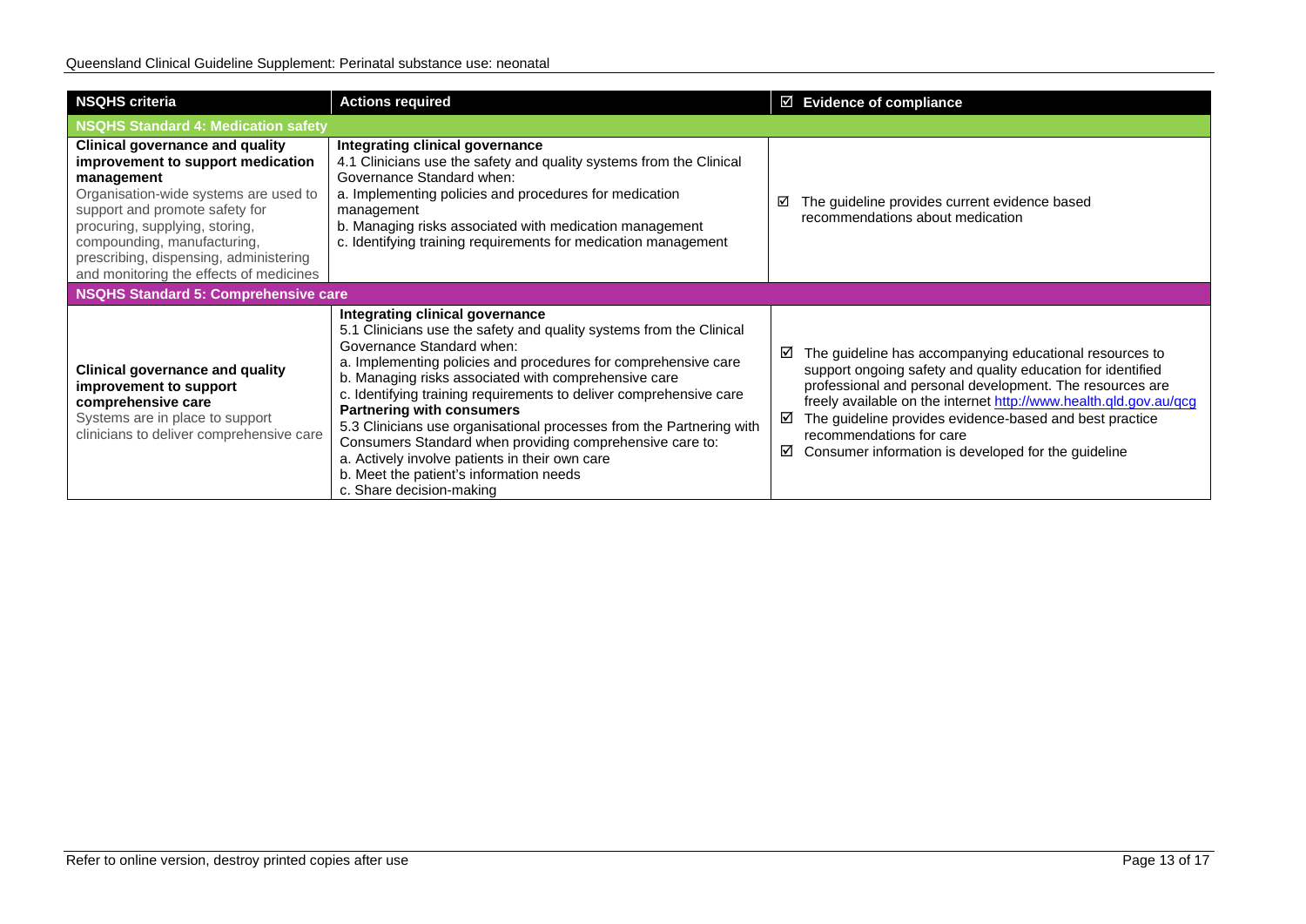| NSQHS criteria | Actions required | ☑ Evidence of compliance |
|---|---|---|
| **NSQHS Standard 4: Medication safety** | | |
| **Clinical governance and quality improvement to support medication management**<br>Organisation-wide systems are used to support and promote safety for procuring, supplying, storing, compounding, manufacturing, prescribing, dispensing, administering and monitoring the effects of medicines | **Integrating clinical governance**<br>4.1 Clinicians use the safety and quality systems from the Clinical Governance Standard when:<br>a. Implementing policies and procedures for medication management<br>b. Managing risks associated with medication management<br>c. Identifying training requirements for medication management | ☑ The guideline provides current evidence based recommendations about medication |
| **NSQHS Standard 5: Comprehensive care** | | |
| **Clinical governance and quality improvement to support comprehensive care**<br>Systems are in place to support clinicians to deliver comprehensive care | **Integrating clinical governance**<br>5.1 Clinicians use the safety and quality systems from the Clinical Governance Standard when:<br>a. Implementing policies and procedures for comprehensive care<br>b. Managing risks associated with comprehensive care<br>c. Identifying training requirements to deliver comprehensive care<br>**Partnering with consumers**<br>5.3 Clinicians use organisational processes from the Partnering with Consumers Standard when providing comprehensive care to:<br>a. Actively involve patients in their own care<br>b. Meet the patient's information needs<br>c. Share decision-making | ☑ The guideline has accompanying educational resources to support ongoing safety and quality education for identified professional and personal development. The resources are freely available on the internet http://www.health.qld.gov.au/qcg<br>☑ The guideline provides evidence-based and best practice recommendations for care<br>☑ Consumer information is developed for the guideline |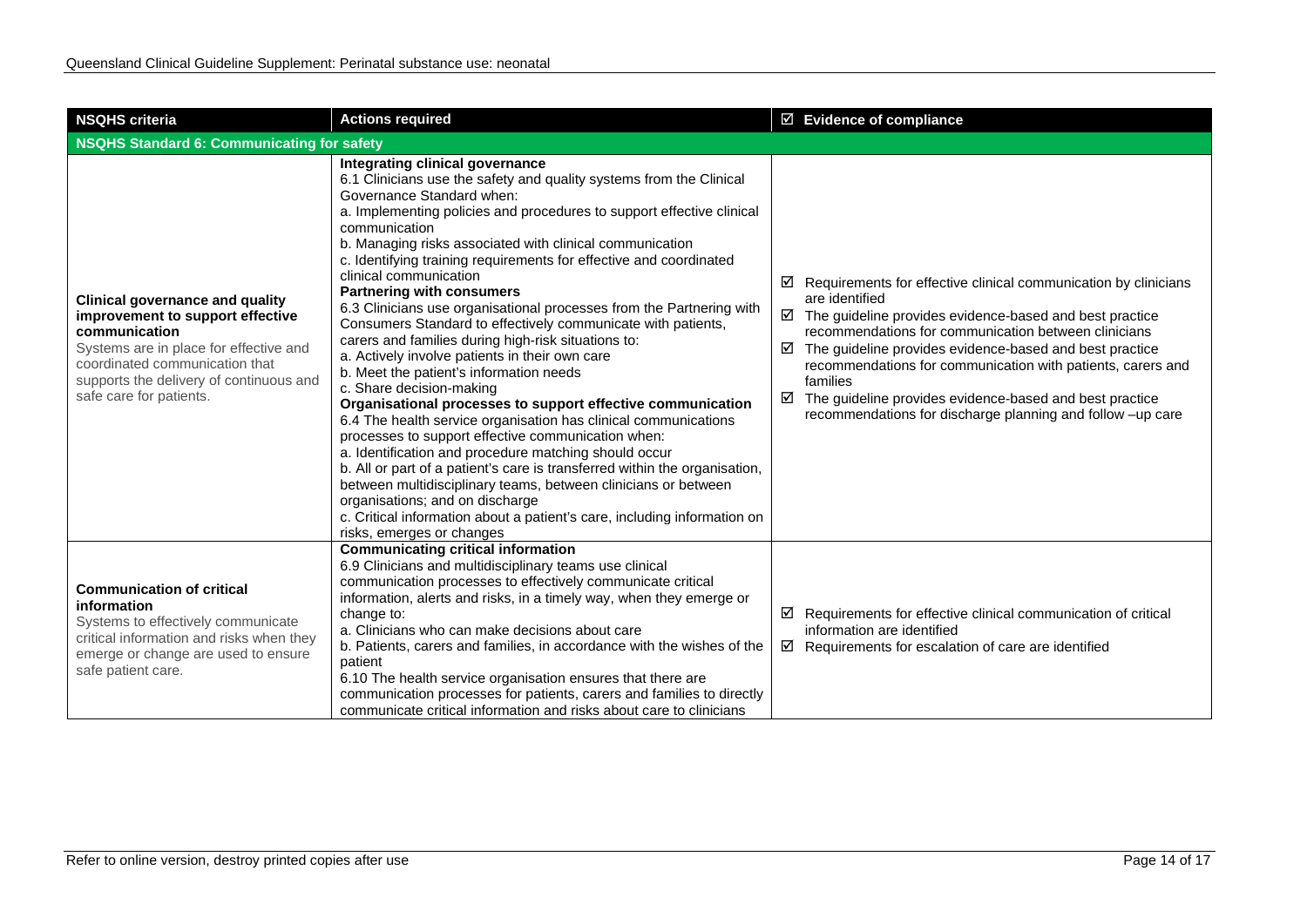| NSQHS criteria | Actions required | ☑ Evidence of compliance |
|---|---|---|
| **NSQHS Standard 6: Communicating for safety** | | |
| **Clinical governance and quality improvement to support effective communication**<br>Systems are in place for effective and coordinated communication that supports the delivery of continuous and safe care for patients. | **Integrating clinical governance**<br>6.1 Clinicians use the safety and quality systems from the Clinical Governance Standard when:<br>a. Implementing policies and procedures to support effective clinical communication<br>b. Managing risks associated with clinical communication<br>c. Identifying training requirements for effective and coordinated clinical communication<br>**Partnering with consumers**<br>6.3 Clinicians use organisational processes from the Partnering with Consumers Standard to effectively communicate with patients, carers and families during high-risk situations to:<br>a. Actively involve patients in their own care<br>b. Meet the patient's information needs<br>c. Share decision-making<br>**Organisational processes to support effective communication**<br>6.4 The health service organisation has clinical communications processes to support effective communication when:<br>a. Identification and procedure matching should occur<br>b. All or part of a patient's care is transferred within the organisation, between multidisciplinary teams, between clinicians or between organisations; and on discharge<br>c. Critical information about a patient's care, including information on risks, emerges or changes | ☑ Requirements for effective clinical communication by clinicians are identified<br>☑ The guideline provides evidence-based and best practice recommendations for communication between clinicians<br>☑ The guideline provides evidence-based and best practice recommendations for communication with patients, carers and families<br>☑ The guideline provides evidence-based and best practice recommendations for discharge planning and follow –up care |
| **Communication of critical information**<br>Systems to effectively communicate critical information and risks when they emerge or change are used to ensure safe patient care. | **Communicating critical information**<br>6.9 Clinicians and multidisciplinary teams use clinical communication processes to effectively communicate critical information, alerts and risks, in a timely way, when they emerge or change to:<br>a. Clinicians who can make decisions about care<br>b. Patients, carers and families, in accordance with the wishes of the patient<br>6.10 The health service organisation ensures that there are communication processes for patients, carers and families to directly communicate critical information and risks about care to clinicians | ☑ Requirements for effective clinical communication of critical information are identified<br>☑ Requirements for escalation of care are identified |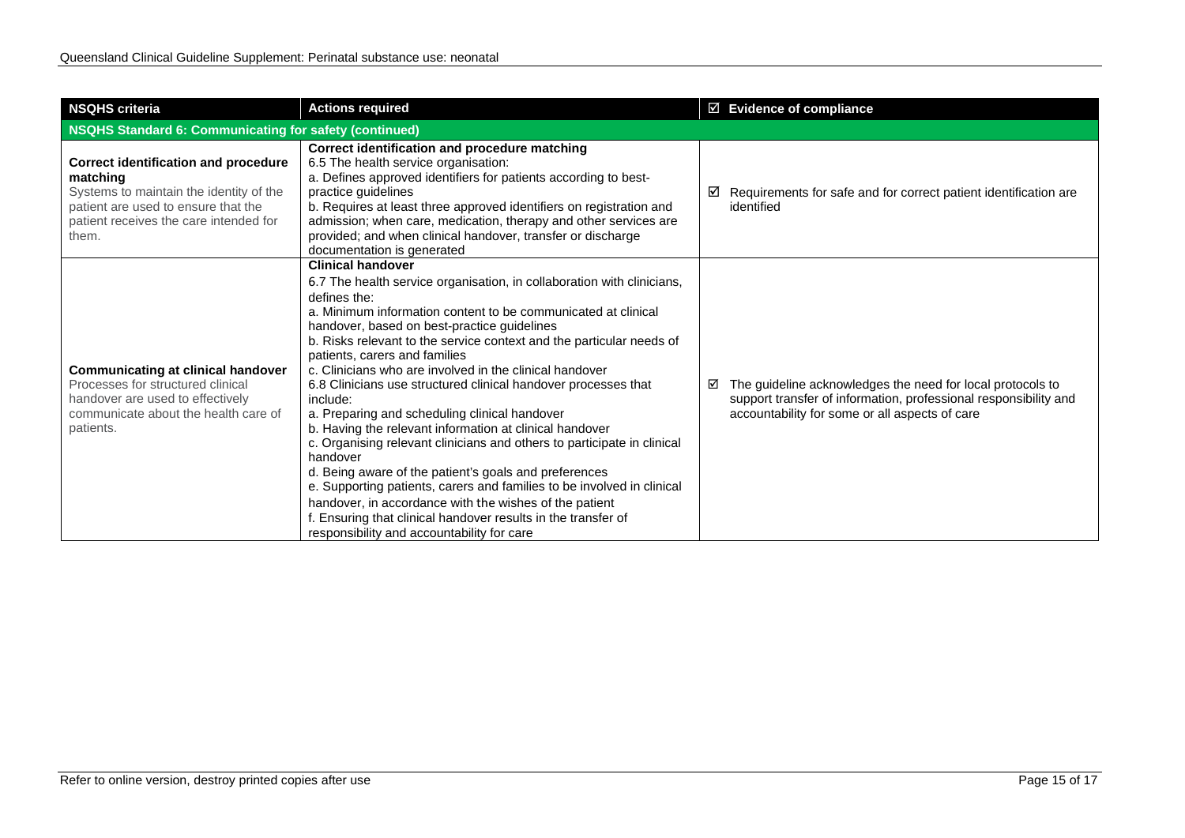| NSQHS criteria | Actions required | ☑ Evidence of compliance |
|---|---|---|
| **NSQHS Standard 6: Communicating for safety (continued)** | | |
| **Correct identification and procedure matching**<br>Systems to maintain the identity of the patient are used to ensure that the patient receives the care intended for them. | **Correct identification and procedure matching**<br>6.5 The health service organisation:<br>a. Defines approved identifiers for patients according to best-practice guidelines<br>b. Requires at least three approved identifiers on registration and admission; when care, medication, therapy and other services are provided; and when clinical handover, transfer or discharge documentation is generated | ☑ Requirements for safe and for correct patient identification are identified |
| **Communicating at clinical handover**<br>Processes for structured clinical handover are used to effectively communicate about the health care of patients. | **Clinical handover**<br>6.7 The health service organisation, in collaboration with clinicians, defines the:<br>a. Minimum information content to be communicated at clinical handover, based on best-practice guidelines<br>b. Risks relevant to the service context and the particular needs of patients, carers and families<br>c. Clinicians who are involved in the clinical handover<br>6.8 Clinicians use structured clinical handover processes that include:<br>a. Preparing and scheduling clinical handover<br>b. Having the relevant information at clinical handover<br>c. Organising relevant clinicians and others to participate in clinical handover<br>d. Being aware of the patient's goals and preferences<br>e. Supporting patients, carers and families to be involved in clinical handover, in accordance with the wishes of the patient<br>f. Ensuring that clinical handover results in the transfer of responsibility and accountability for care | ☑ The guideline acknowledges the need for local protocols to support transfer of information, professional responsibility and accountability for some or all aspects of care |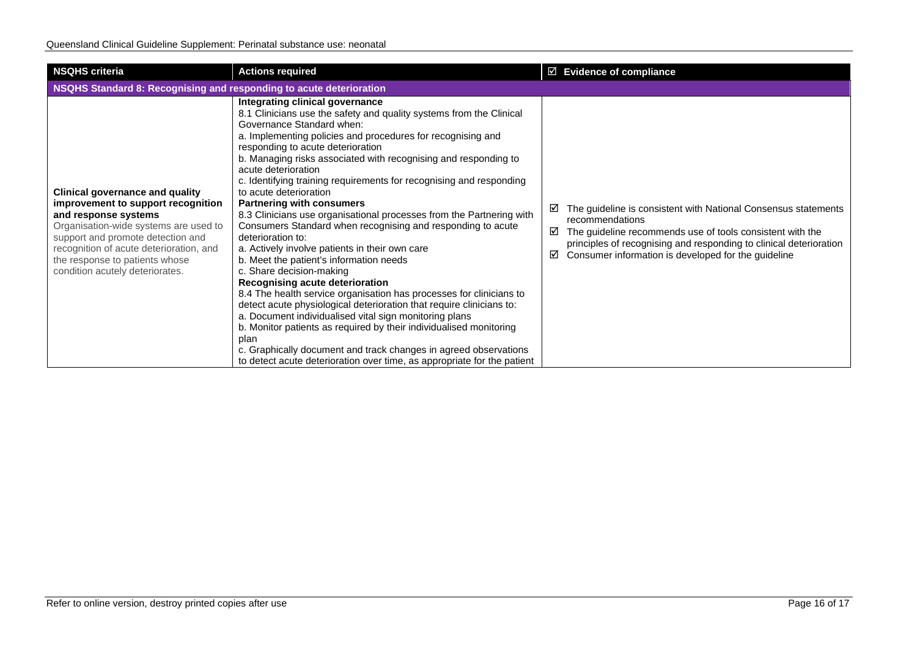| NSQHS criteria | Actions required | ☑ Evidence of compliance |
|---|---|---|
| **NSQHS Standard 8: Recognising and responding to acute deterioration** | | |
| **Clinical governance and quality improvement to support recognition and response systems**<br>Organisation-wide systems are used to support and promote detection and recognition of acute deterioration, and the response to patients whose condition acutely deteriorates. | **Integrating clinical governance**<br>8.1 Clinicians use the safety and quality systems from the Clinical Governance Standard when:<br>a. Implementing policies and procedures for recognising and responding to acute deterioration<br>b. Managing risks associated with recognising and responding to acute deterioration<br>c. Identifying training requirements for recognising and responding to acute deterioration<br>**Partnering with consumers**<br>8.3 Clinicians use organisational processes from the Partnering with Consumers Standard when recognising and responding to acute deterioration to:<br>a. Actively involve patients in their own care<br>b. Meet the patient's information needs<br>c. Share decision-making<br>**Recognising acute deterioration**<br>8.4 The health service organisation has processes for clinicians to detect acute physiological deterioration that require clinicians to:<br>a. Document individualised vital sign monitoring plans<br>b. Monitor patients as required by their individualised monitoring plan<br>c. Graphically document and track changes in agreed observations to detect acute deterioration over time, as appropriate for the patient | ☑ The guideline is consistent with National Consensus statements recommendations<br>☑ The guideline recommends use of tools consistent with the principles of recognising and responding to clinical deterioration<br>☑ Consumer information is developed for the guideline |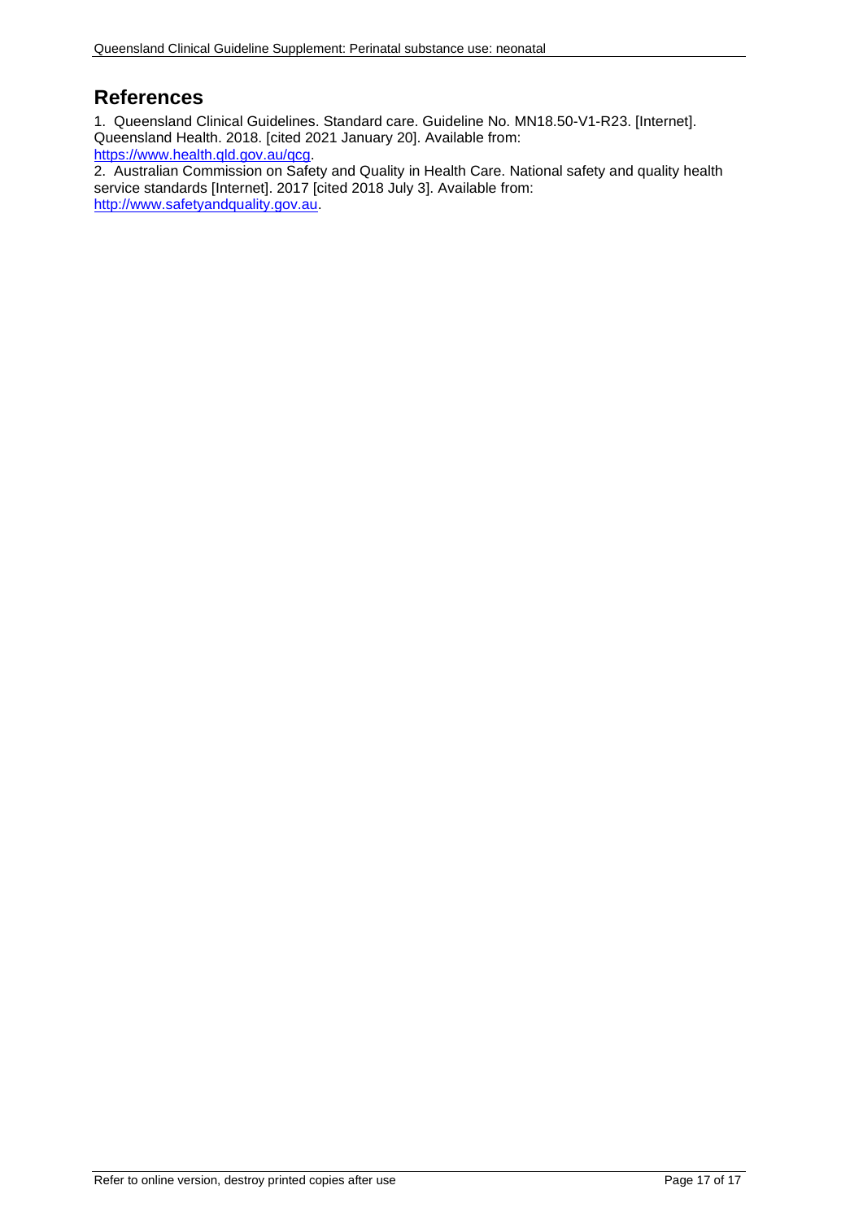## References

1. Queensland Clinical Guidelines. Standard care. Guideline No. MN18.50-V1-R23. [Internet]. Queensland Health. 2018. [cited 2021 January 20]. Available from: https://www.health.qld.gov.au/qcg.

2. Australian Commission on Safety and Quality in Health Care. National safety and quality health service standards [Internet]. 2017 [cited 2018 July 3]. Available from: http://www.safetyandquality.gov.au.